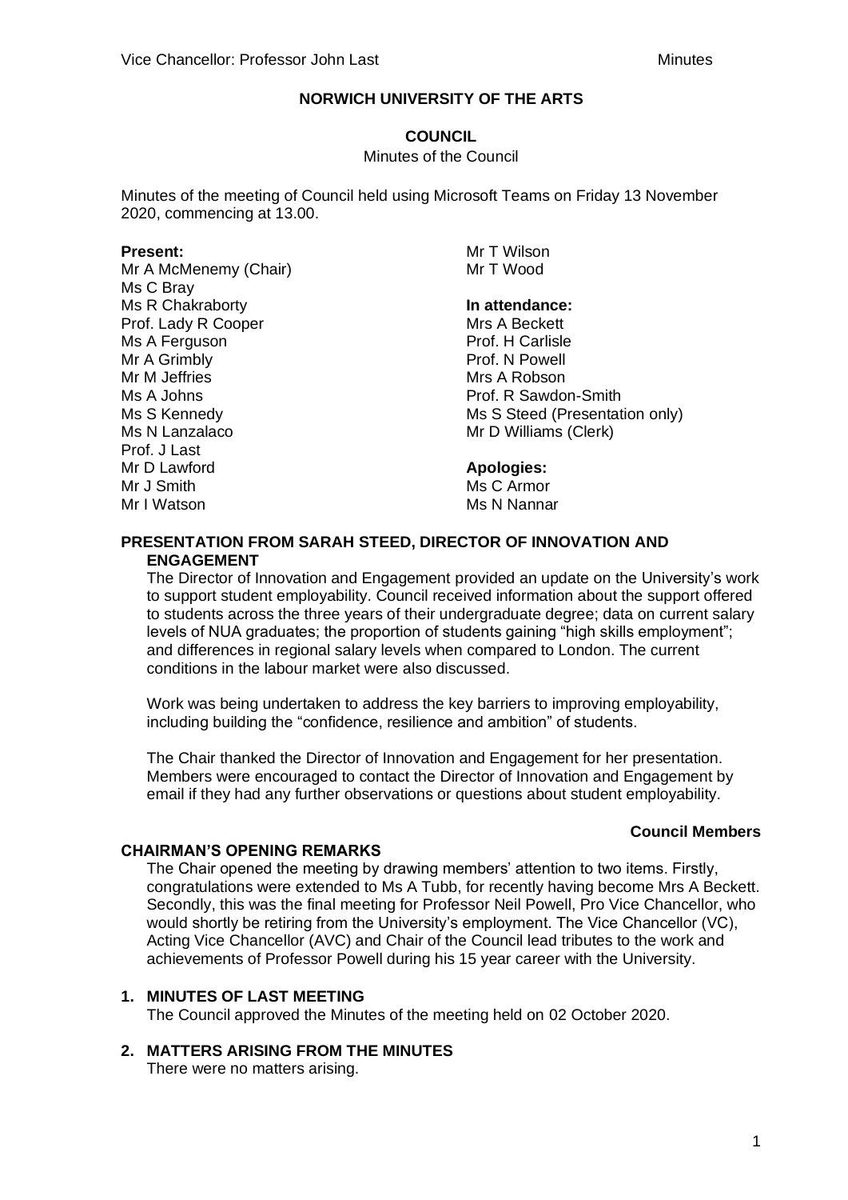# NORWICH UNIVERSITY OF THE ARTS

## COUNCIL

Minutes of the Council

Minutes of the meeting of Council held using Microsoft Teams on Friday 13 November 2020, commencing at 13.00.

**Present:**
Mr A McMenemy (Chair)
Ms C Bray
Ms R Chakraborty
Prof. Lady R Cooper
Ms A Ferguson
Mr A Grimbly
Mr M Jeffries
Ms A Johns
Ms S Kennedy
Ms N Lanzalaco
Prof. J Last
Mr D Lawford
Mr J Smith
Mr I Watson
Mr T Wilson
Mr T Wood

**In attendance:**
Mrs A Beckett
Prof. H Carlisle
Prof. N Powell
Mrs A Robson
Prof. R Sawdon-Smith
Ms S Steed (Presentation only)
Mr D Williams (Clerk)

**Apologies:**
Ms C Armor
Ms N Nannar

### PRESENTATION FROM SARAH STEED, DIRECTOR OF INNOVATION AND ENGAGEMENT

The Director of Innovation and Engagement provided an update on the University's work to support student employability. Council received information about the support offered to students across the three years of their undergraduate degree; data on current salary levels of NUA graduates; the proportion of students gaining "high skills employment"; and differences in regional salary levels when compared to London. The current conditions in the labour market were also discussed.

Work was being undertaken to address the key barriers to improving employability, including building the "confidence, resilience and ambition" of students.

The Chair thanked the Director of Innovation and Engagement for her presentation. Members were encouraged to contact the Director of Innovation and Engagement by email if they had any further observations or questions about student employability.

**Council Members**

### CHAIRMAN'S OPENING REMARKS

The Chair opened the meeting by drawing members' attention to two items. Firstly, congratulations were extended to Ms A Tubb, for recently having become Mrs A Beckett. Secondly, this was the final meeting for Professor Neil Powell, Pro Vice Chancellor, who would shortly be retiring from the University's employment. The Vice Chancellor (VC), Acting Vice Chancellor (AVC) and Chair of the Council lead tributes to the work and achievements of Professor Powell during his 15 year career with the University.

### 1. MINUTES OF LAST MEETING

The Council approved the Minutes of the meeting held on 02 October 2020.

### 2. MATTERS ARISING FROM THE MINUTES

There were no matters arising.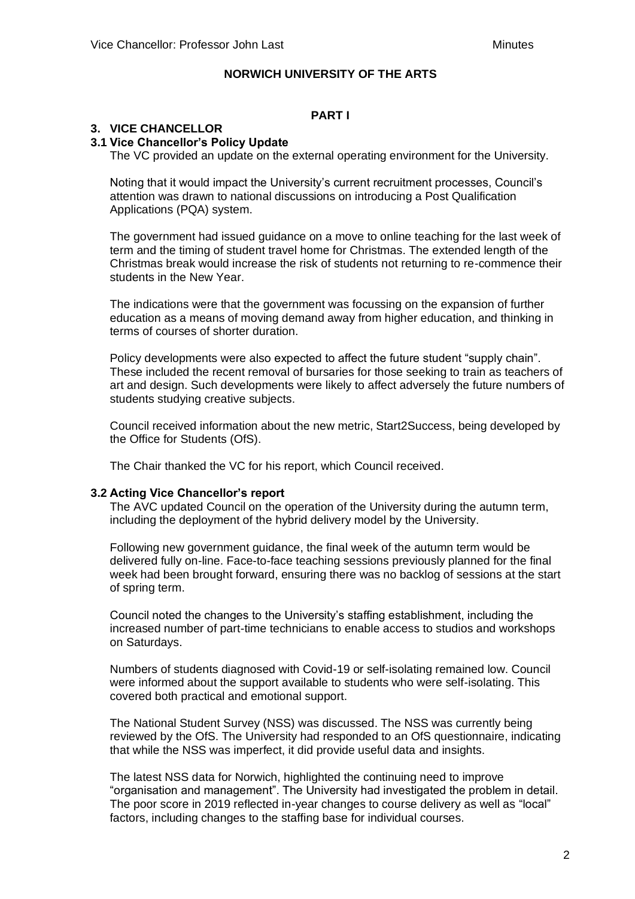## NORWICH UNIVERSITY OF THE ARTS

**PART I**

### 3. VICE CHANCELLOR

#### 3.1 Vice Chancellor's Policy Update

The VC provided an update on the external operating environment for the University.

Noting that it would impact the University's current recruitment processes, Council's attention was drawn to national discussions on introducing a Post Qualification Applications (PQA) system.

The government had issued guidance on a move to online teaching for the last week of term and the timing of student travel home for Christmas. The extended length of the Christmas break would increase the risk of students not returning to re-commence their students in the New Year.

The indications were that the government was focussing on the expansion of further education as a means of moving demand away from higher education, and thinking in terms of courses of shorter duration.

Policy developments were also expected to affect the future student "supply chain". These included the recent removal of bursaries for those seeking to train as teachers of art and design. Such developments were likely to affect adversely the future numbers of students studying creative subjects.

Council received information about the new metric, Start2Success, being developed by the Office for Students (OfS).

The Chair thanked the VC for his report, which Council received.

#### 3.2 Acting Vice Chancellor's report

The AVC updated Council on the operation of the University during the autumn term, including the deployment of the hybrid delivery model by the University.

Following new government guidance, the final week of the autumn term would be delivered fully on-line. Face-to-face teaching sessions previously planned for the final week had been brought forward, ensuring there was no backlog of sessions at the start of spring term.

Council noted the changes to the University's staffing establishment, including the increased number of part-time technicians to enable access to studios and workshops on Saturdays.

Numbers of students diagnosed with Covid-19 or self-isolating remained low. Council were informed about the support available to students who were self-isolating. This covered both practical and emotional support.

The National Student Survey (NSS) was discussed. The NSS was currently being reviewed by the OfS. The University had responded to an OfS questionnaire, indicating that while the NSS was imperfect, it did provide useful data and insights.

The latest NSS data for Norwich, highlighted the continuing need to improve "organisation and management". The University had investigated the problem in detail. The poor score in 2019 reflected in-year changes to course delivery as well as "local" factors, including changes to the staffing base for individual courses.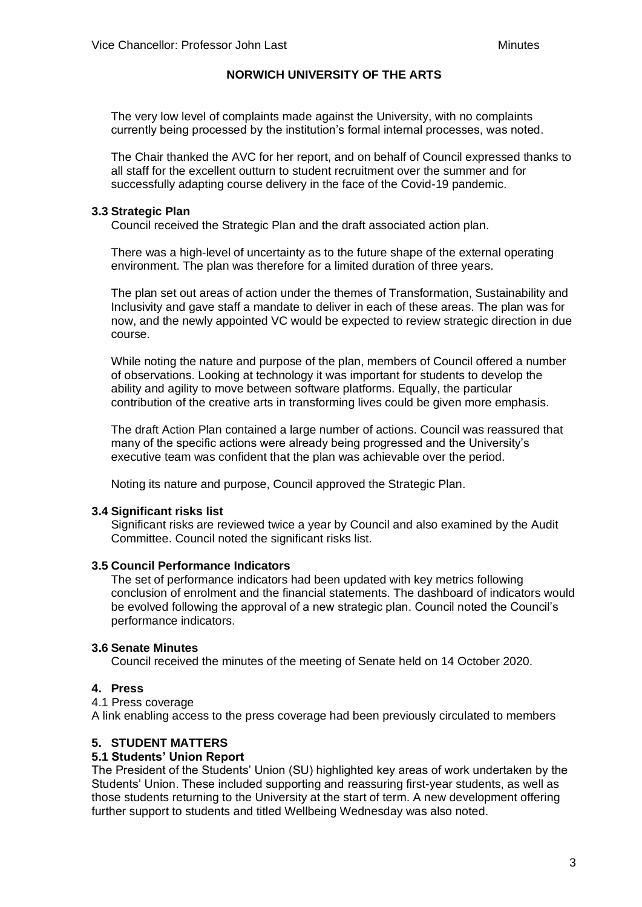The very low level of complaints made against the University, with no complaints currently being processed by the institution's formal internal processes, was noted.

The Chair thanked the AVC for her report, and on behalf of Council expressed thanks to all staff for the excellent outturn to student recruitment over the summer and for successfully adapting course delivery in the face of the Covid-19 pandemic.

### 3.3 Strategic Plan

Council received the Strategic Plan and the draft associated action plan.

There was a high-level of uncertainty as to the future shape of the external operating environment. The plan was therefore for a limited duration of three years.

The plan set out areas of action under the themes of Transformation, Sustainability and Inclusivity and gave staff a mandate to deliver in each of these areas. The plan was for now, and the newly appointed VC would be expected to review strategic direction in due course.

While noting the nature and purpose of the plan, members of Council offered a number of observations. Looking at technology it was important for students to develop the ability and agility to move between software platforms. Equally, the particular contribution of the creative arts in transforming lives could be given more emphasis.

The draft Action Plan contained a large number of actions. Council was reassured that many of the specific actions were already being progressed and the University's executive team was confident that the plan was achievable over the period.

Noting its nature and purpose, Council approved the Strategic Plan.

### 3.4 Significant risks list

Significant risks are reviewed twice a year by Council and also examined by the Audit Committee. Council noted the significant risks list.

### 3.5 Council Performance Indicators

The set of performance indicators had been updated with key metrics following conclusion of enrolment and the financial statements. The dashboard of indicators would be evolved following the approval of a new strategic plan. Council noted the Council's performance indicators.

### 3.6 Senate Minutes

Council received the minutes of the meeting of Senate held on 14 October 2020.

## 4. Press

4.1 Press coverage

A link enabling access to the press coverage had been previously circulated to members

## 5. STUDENT MATTERS

### 5.1 Students' Union Report

The President of the Students' Union (SU) highlighted key areas of work undertaken by the Students' Union. These included supporting and reassuring first-year students, as well as those students returning to the University at the start of term. A new development offering further support to students and titled Wellbeing Wednesday was also noted.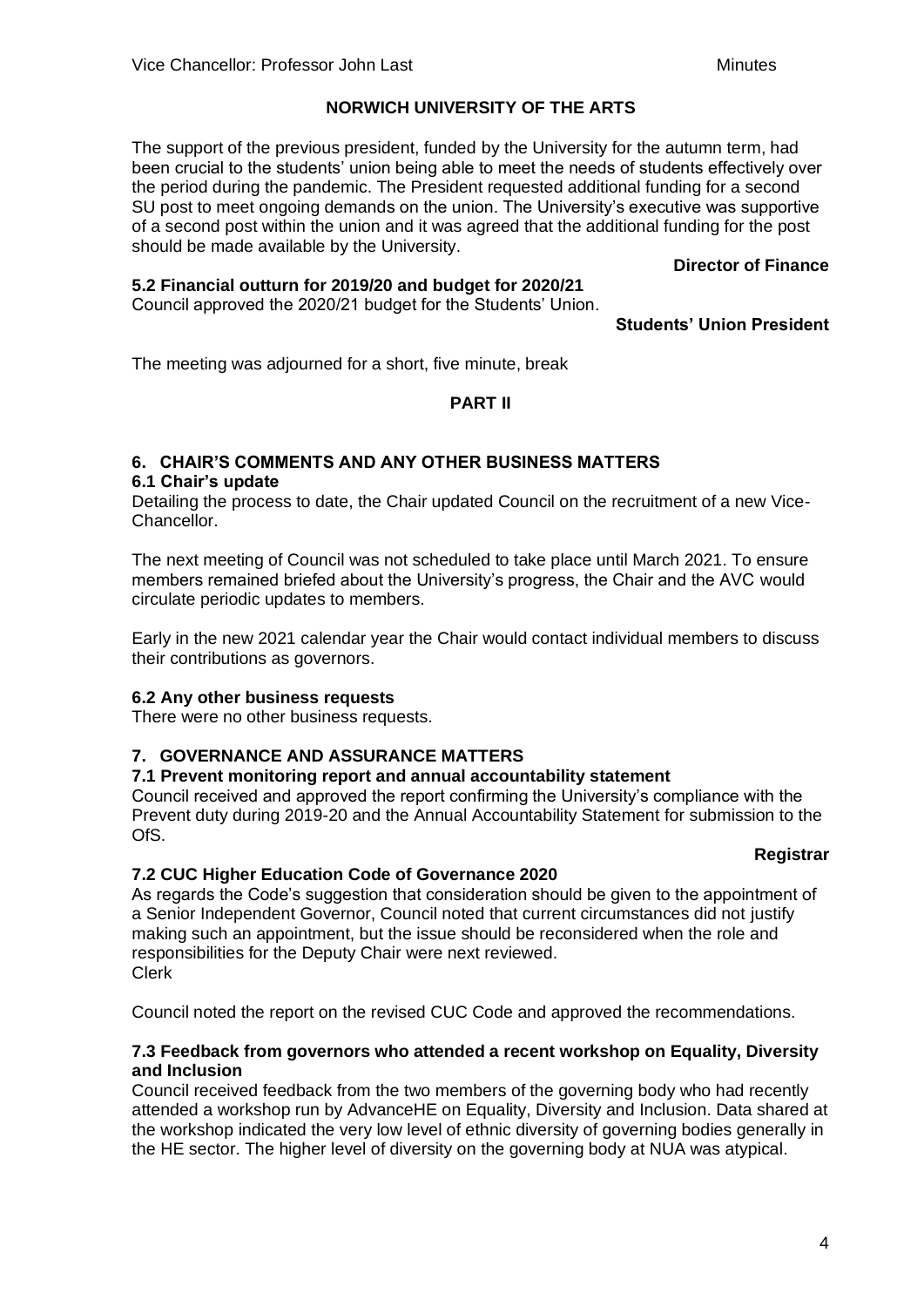## NORWICH UNIVERSITY OF THE ARTS

The support of the previous president, funded by the University for the autumn term, had been crucial to the students' union being able to meet the needs of students effectively over the period during the pandemic. The President requested additional funding for a second SU post to meet ongoing demands on the union. The University's executive was supportive of a second post within the union and it was agreed that the additional funding for the post should be made available by the University.

**Director of Finance**

### 5.2 Financial outturn for 2019/20 and budget for 2020/21

Council approved the 2020/21 budget for the Students' Union.

**Students' Union President**

The meeting was adjourned for a short, five minute, break

## PART II

### 6. CHAIR'S COMMENTS AND ANY OTHER BUSINESS MATTERS

#### 6.1 Chair's update

Detailing the process to date, the Chair updated Council on the recruitment of a new Vice-Chancellor.

The next meeting of Council was not scheduled to take place until March 2021. To ensure members remained briefed about the University's progress, the Chair and the AVC would circulate periodic updates to members.

Early in the new 2021 calendar year the Chair would contact individual members to discuss their contributions as governors.

#### 6.2 Any other business requests

There were no other business requests.

### 7. GOVERNANCE AND ASSURANCE MATTERS

#### 7.1 Prevent monitoring report and annual accountability statement

Council received and approved the report confirming the University's compliance with the Prevent duty during 2019-20 and the Annual Accountability Statement for submission to the OfS.

**Registrar**

#### 7.2 CUC Higher Education Code of Governance 2020

As regards the Code's suggestion that consideration should be given to the appointment of a Senior Independent Governor, Council noted that current circumstances did not justify making such an appointment, but the issue should be reconsidered when the role and responsibilities for the Deputy Chair were next reviewed.
Clerk

Council noted the report on the revised CUC Code and approved the recommendations.

#### 7.3 Feedback from governors who attended a recent workshop on Equality, Diversity and Inclusion

Council received feedback from the two members of the governing body who had recently attended a workshop run by AdvanceHE on Equality, Diversity and Inclusion. Data shared at the workshop indicated the very low level of ethnic diversity of governing bodies generally in the HE sector. The higher level of diversity on the governing body at NUA was atypical.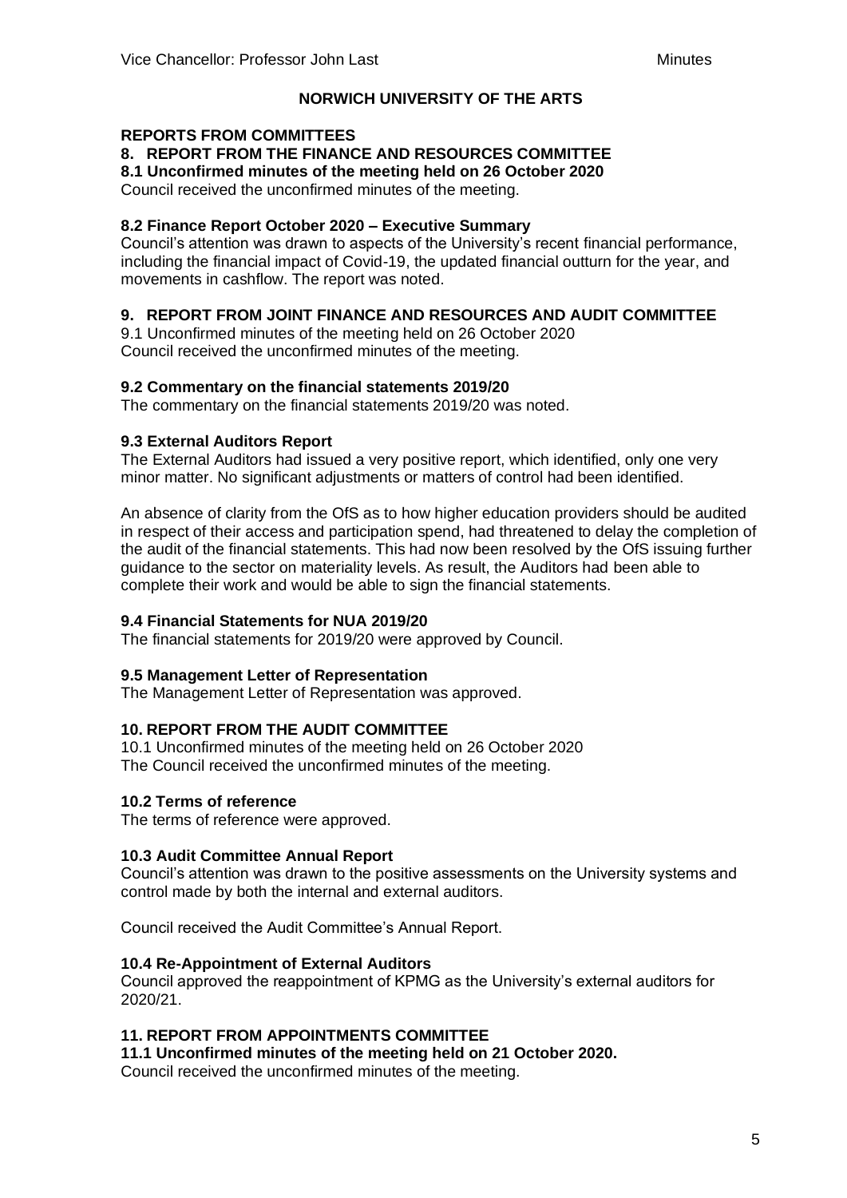**NORWICH UNIVERSITY OF THE ARTS**

## REPORTS FROM COMMITTEES

### 8. REPORT FROM THE FINANCE AND RESOURCES COMMITTEE

**8.1 Unconfirmed minutes of the meeting held on 26 October 2020**

Council received the unconfirmed minutes of the meeting.

**8.2 Finance Report October 2020 – Executive Summary**

Council's attention was drawn to aspects of the University's recent financial performance, including the financial impact of Covid-19, the updated financial outturn for the year, and movements in cashflow. The report was noted.

### 9. REPORT FROM JOINT FINANCE AND RESOURCES AND AUDIT COMMITTEE

9.1 Unconfirmed minutes of the meeting held on 26 October 2020

Council received the unconfirmed minutes of the meeting.

**9.2 Commentary on the financial statements 2019/20**

The commentary on the financial statements 2019/20 was noted.

**9.3 External Auditors Report**

The External Auditors had issued a very positive report, which identified, only one very minor matter. No significant adjustments or matters of control had been identified.

An absence of clarity from the OfS as to how higher education providers should be audited in respect of their access and participation spend, had threatened to delay the completion of the audit of the financial statements. This had now been resolved by the OfS issuing further guidance to the sector on materiality levels. As result, the Auditors had been able to complete their work and would be able to sign the financial statements.

**9.4 Financial Statements for NUA 2019/20**

The financial statements for 2019/20 were approved by Council.

**9.5 Management Letter of Representation**

The Management Letter of Representation was approved.

### 10. REPORT FROM THE AUDIT COMMITTEE

10.1 Unconfirmed minutes of the meeting held on 26 October 2020

The Council received the unconfirmed minutes of the meeting.

**10.2 Terms of reference**

The terms of reference were approved.

**10.3 Audit Committee Annual Report**

Council's attention was drawn to the positive assessments on the University systems and control made by both the internal and external auditors.

Council received the Audit Committee's Annual Report.

**10.4 Re-Appointment of External Auditors**

Council approved the reappointment of KPMG as the University's external auditors for 2020/21.

### 11. REPORT FROM APPOINTMENTS COMMITTEE

**11.1 Unconfirmed minutes of the meeting held on 21 October 2020.**

Council received the unconfirmed minutes of the meeting.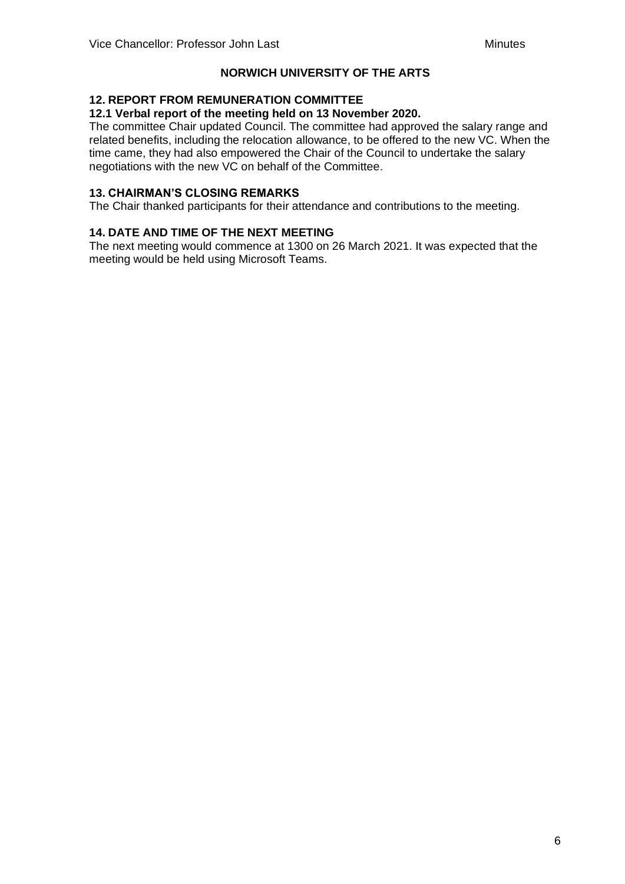## NORWICH UNIVERSITY OF THE ARTS

### 12. REPORT FROM REMUNERATION COMMITTEE

**12.1 Verbal report of the meeting held on 13 November 2020.**

The committee Chair updated Council. The committee had approved the salary range and related benefits, including the relocation allowance, to be offered to the new VC. When the time came, they had also empowered the Chair of the Council to undertake the salary negotiations with the new VC on behalf of the Committee.

### 13. CHAIRMAN'S CLOSING REMARKS

The Chair thanked participants for their attendance and contributions to the meeting.

### 14. DATE AND TIME OF THE NEXT MEETING

The next meeting would commence at 1300 on 26 March 2021. It was expected that the meeting would be held using Microsoft Teams.